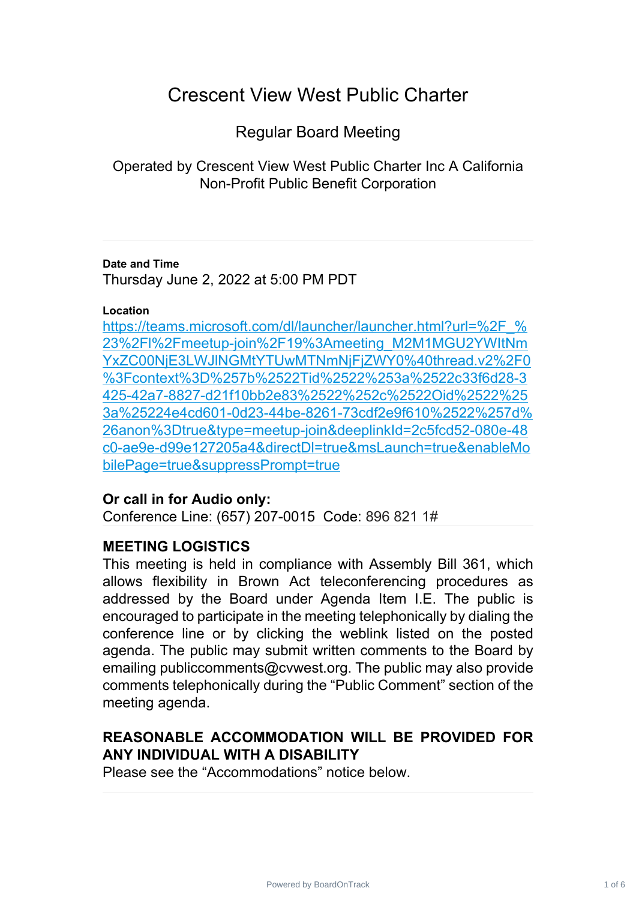# Crescent View West Public Charter

## Regular Board Meeting

Operated by Crescent View West Public Charter Inc A California Non-Profit Public Benefit Corporation

---

**Date and Time**

Thursday June 2, 2022 at 5:00 PM PDT

**Location**

https://teams.microsoft.com/dl/launcher/launcher.html?url=%2F_%23%2Fl%2Fmeetup-join%2F19%3Ameeting_M2M1MGU2YWItNmYxZC00NjE3LWJlNGMtYTUwMTNmNjFjZWY0%40thread.v2%2F0%3Fcontext%3D%257b%2522Tid%2522%253a%2522c33f6d28-3425-42a7-8827-d21f10bb2e83%2522%252c%2522Oid%2522%253a%25224e4cd601-0d23-44be-8261-73cdf2e9f610%2522%257d%26anon%3Dtrue&type=meetup-join&deeplinkId=2c5fcd52-080e-48c0-ae9e-d99e127205a4&directDl=true&msLaunch=true&enableMobilePage=true&suppressPrompt=true

**Or call in for Audio only:**

Conference Line: (657) 207-0015 Code: 896 821 1#

---

**MEETING LOGISTICS**

This meeting is held in compliance with Assembly Bill 361, which allows flexibility in Brown Act teleconferencing procedures as addressed by the Board under Agenda Item I.E. The public is encouraged to participate in the meeting telephonically by dialing the conference line or by clicking the weblink listed on the posted agenda. The public may submit written comments to the Board by emailing publiccomments@cvwest.org. The public may also provide comments telephonically during the "Public Comment" section of the meeting agenda.

**REASONABLE ACCOMMODATION WILL BE PROVIDED FOR ANY INDIVIDUAL WITH A DISABILITY**

Please see the "Accommodations" notice below.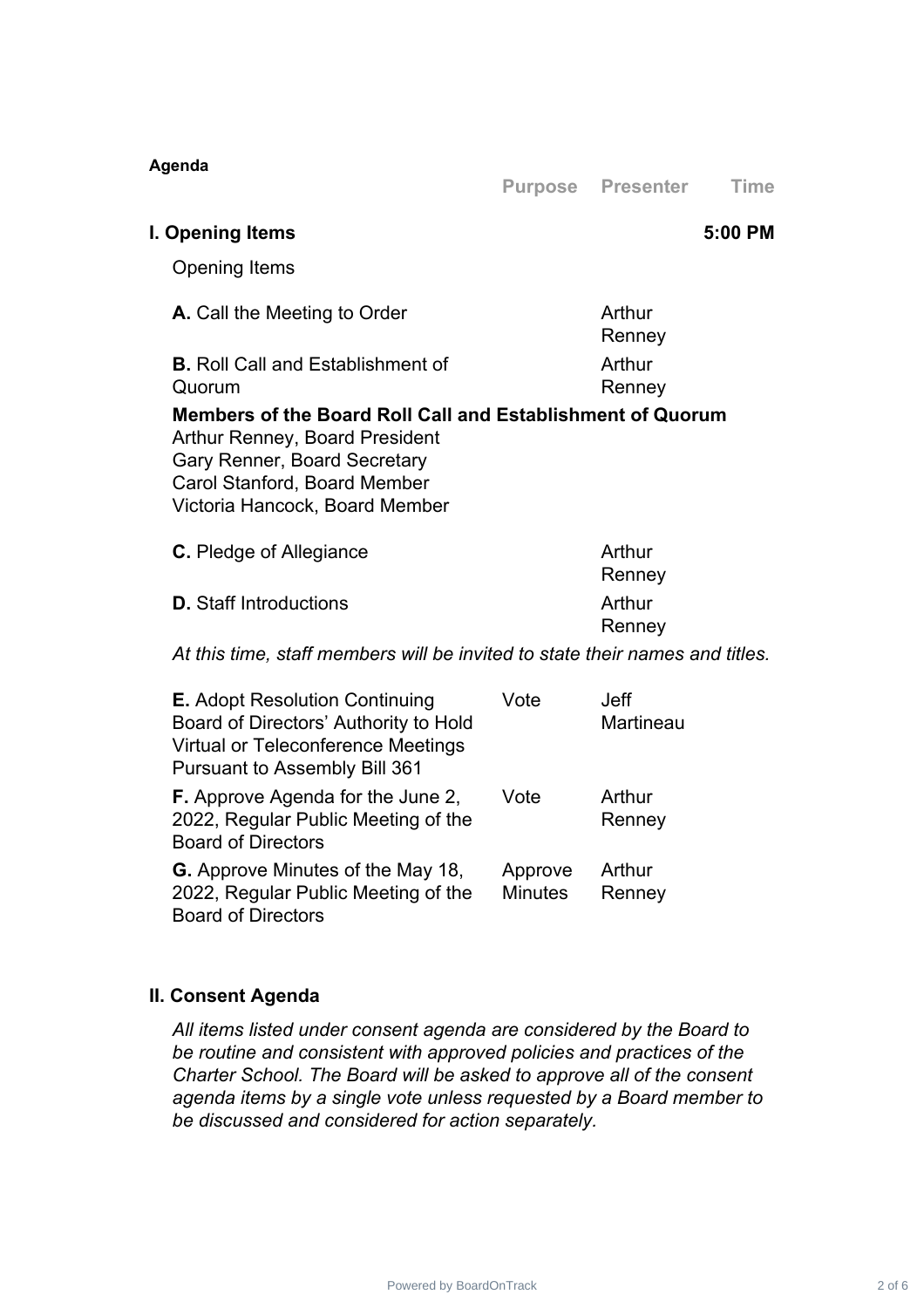**Agenda**

| | Purpose | Presenter | Time |
|---|---|---|---|
| **I. Opening Items** | | | **5:00 PM** |

Opening Items

| | Purpose | Presenter | Time |
|---|---|---|---|
| **A.** Call the Meeting to Order | | Arthur Renney | |
| **B.** Roll Call and Establishment of Quorum | | Arthur Renney | |

**Members of the Board Roll Call and Establishment of Quorum**
Arthur Renney, Board President
Gary Renner, Board Secretary
Carol Stanford, Board Member
Victoria Hancock, Board Member

| | Purpose | Presenter | Time |
|---|---|---|---|
| **C.** Pledge of Allegiance | | Arthur Renney | |
| **D.** Staff Introductions | | Arthur Renney | |

*At this time, staff members will be invited to state their names and titles.*

| | Purpose | Presenter | Time |
|---|---|---|---|
| **E.** Adopt Resolution Continuing Board of Directors' Authority to Hold Virtual or Teleconference Meetings Pursuant to Assembly Bill 361 | Vote | Jeff Martineau | |
| **F.** Approve Agenda for the June 2, 2022, Regular Public Meeting of the Board of Directors | Vote | Arthur Renney | |
| **G.** Approve Minutes of the May 18, 2022, Regular Public Meeting of the Board of Directors | Approve Minutes | Arthur Renney | |

## II. Consent Agenda

*All items listed under consent agenda are considered by the Board to be routine and consistent with approved policies and practices of the Charter School. The Board will be asked to approve all of the consent agenda items by a single vote unless requested by a Board member to be discussed and considered for action separately.*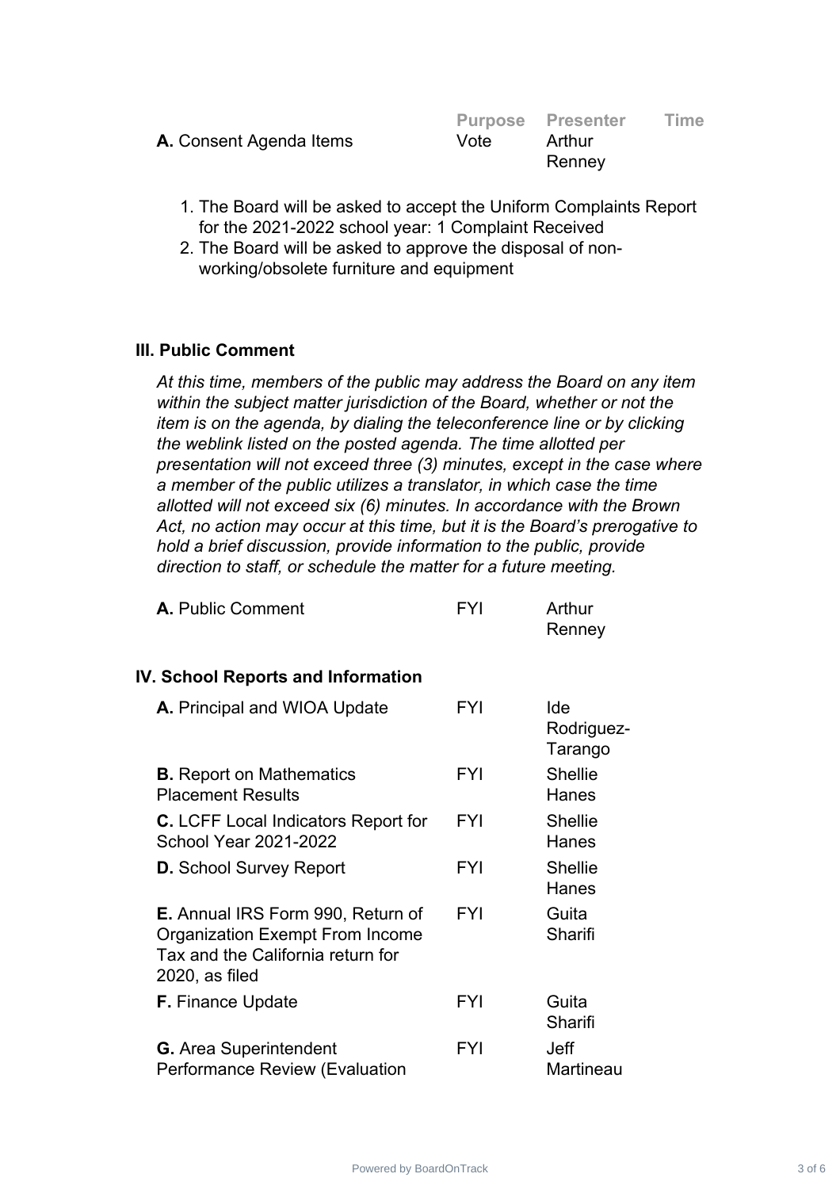| | Purpose | Presenter | Time |
|---|---|---|---|
| **A.** Consent Agenda Items | Vote | Arthur Renney | |

1. The Board will be asked to accept the Uniform Complaints Report for the 2021-2022 school year: 1 Complaint Received
2. The Board will be asked to approve the disposal of non-working/obsolete furniture and equipment

### III. Public Comment

*At this time, members of the public may address the Board on any item within the subject matter jurisdiction of the Board, whether or not the item is on the agenda, by dialing the teleconference line or by clicking the weblink listed on the posted agenda. The time allotted per presentation will not exceed three (3) minutes, except in the case where a member of the public utilizes a translator, in which case the time allotted will not exceed six (6) minutes. In accordance with the Brown Act, no action may occur at this time, but it is the Board's prerogative to hold a brief discussion, provide information to the public, provide direction to staff, or schedule the matter for a future meeting.*

| | | | |
|---|---|---|---|
| **A.** Public Comment | FYI | Arthur Renney | |

### IV. School Reports and Information

| | | | |
|---|---|---|---|
| **A.** Principal and WIOA Update | FYI | Ide Rodriguez-Tarango | |
| **B.** Report on Mathematics Placement Results | FYI | Shellie Hanes | |
| **C.** LCFF Local Indicators Report for School Year 2021-2022 | FYI | Shellie Hanes | |
| **D.** School Survey Report | FYI | Shellie Hanes | |
| **E.** Annual IRS Form 990, Return of Organization Exempt From Income Tax and the California return for 2020, as filed | FYI | Guita Sharifi | |
| **F.** Finance Update | FYI | Guita Sharifi | |
| **G.** Area Superintendent Performance Review (Evaluation | FYI | Jeff Martineau | |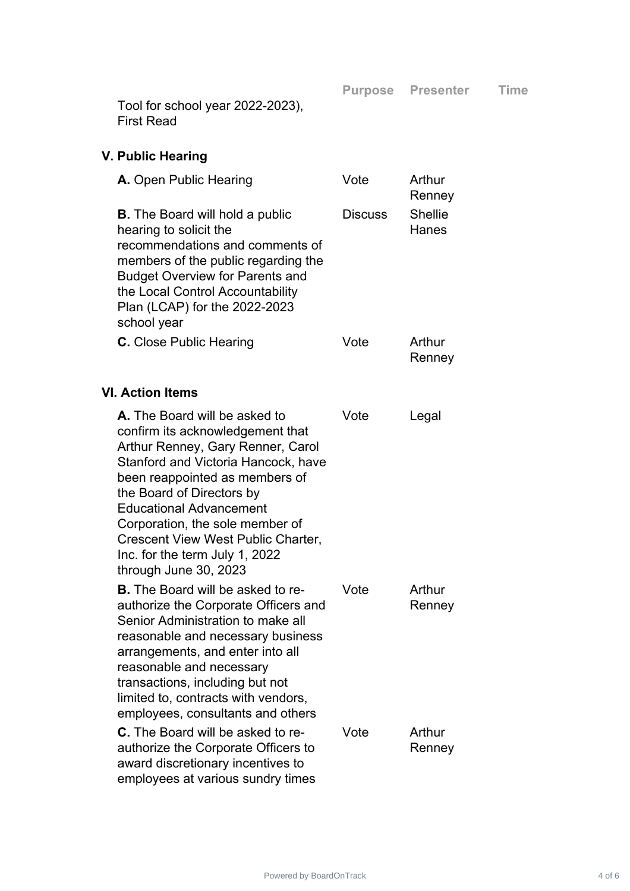| | Purpose | Presenter | Time |
|---|---|---|---|
| Tool for school year 2022-2023), First Read | | | |

## V. Public Hearing

| | Purpose | Presenter | Time |
|---|---|---|---|
| **A.** Open Public Hearing | Vote | Arthur Renney | |
| **B.** The Board will hold a public hearing to solicit the recommendations and comments of members of the public regarding the Budget Overview for Parents and the Local Control Accountability Plan (LCAP) for the 2022-2023 school year | Discuss | Shellie Hanes | |
| **C.** Close Public Hearing | Vote | Arthur Renney | |

## VI. Action Items

| | Purpose | Presenter | Time |
|---|---|---|---|
| **A.** The Board will be asked to confirm its acknowledgement that Arthur Renney, Gary Renner, Carol Stanford and Victoria Hancock, have been reappointed as members of the Board of Directors by Educational Advancement Corporation, the sole member of Crescent View West Public Charter, Inc. for the term July 1, 2022 through June 30, 2023 | Vote | Legal | |
| **B.** The Board will be asked to re-authorize the Corporate Officers and Senior Administration to make all reasonable and necessary business arrangements, and enter into all reasonable and necessary transactions, including but not limited to, contracts with vendors, employees, consultants and others | Vote | Arthur Renney | |
| **C.** The Board will be asked to re-authorize the Corporate Officers to award discretionary incentives to employees at various sundry times | Vote | Arthur Renney | |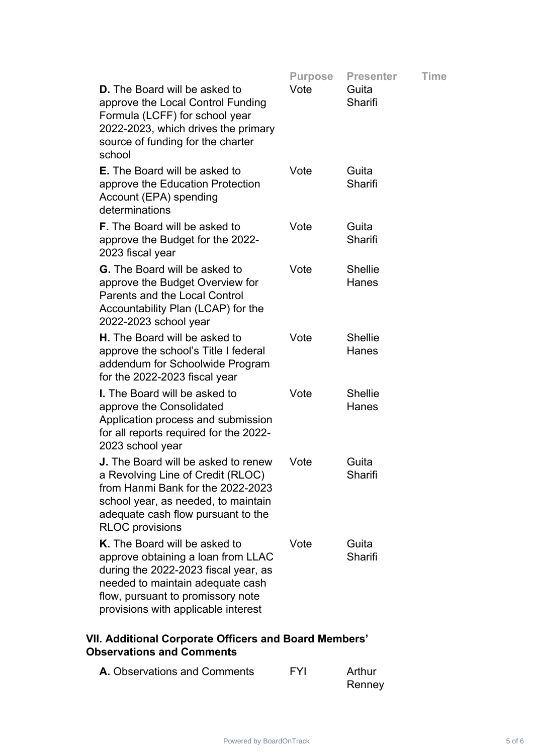| | Purpose | Presenter | Time |
|---|---|---|---|
| **D.** The Board will be asked to approve the Local Control Funding Formula (LCFF) for school year 2022-2023, which drives the primary source of funding for the charter school | Vote | Guita Sharifi | |
| **E.** The Board will be asked to approve the Education Protection Account (EPA) spending determinations | Vote | Guita Sharifi | |
| **F.** The Board will be asked to approve the Budget for the 2022-2023 fiscal year | Vote | Guita Sharifi | |
| **G.** The Board will be asked to approve the Budget Overview for Parents and the Local Control Accountability Plan (LCAP) for the 2022-2023 school year | Vote | Shellie Hanes | |
| **H.** The Board will be asked to approve the school's Title I federal addendum for Schoolwide Program for the 2022-2023 fiscal year | Vote | Shellie Hanes | |
| **I.** The Board will be asked to approve the Consolidated Application process and submission for all reports required for the 2022-2023 school year | Vote | Shellie Hanes | |
| **J.** The Board will be asked to renew a Revolving Line of Credit (RLOC) from Hanmi Bank for the 2022-2023 school year, as needed, to maintain adequate cash flow pursuant to the RLOC provisions | Vote | Guita Sharifi | |
| **K.** The Board will be asked to approve obtaining a loan from LLAC during the 2022-2023 fiscal year, as needed to maintain adequate cash flow, pursuant to promissory note provisions with applicable interest | Vote | Guita Sharifi | |

## VII. Additional Corporate Officers and Board Members' Observations and Comments

| | Purpose | Presenter | Time |
|---|---|---|---|
| **A.** Observations and Comments | FYI | Arthur Renney | |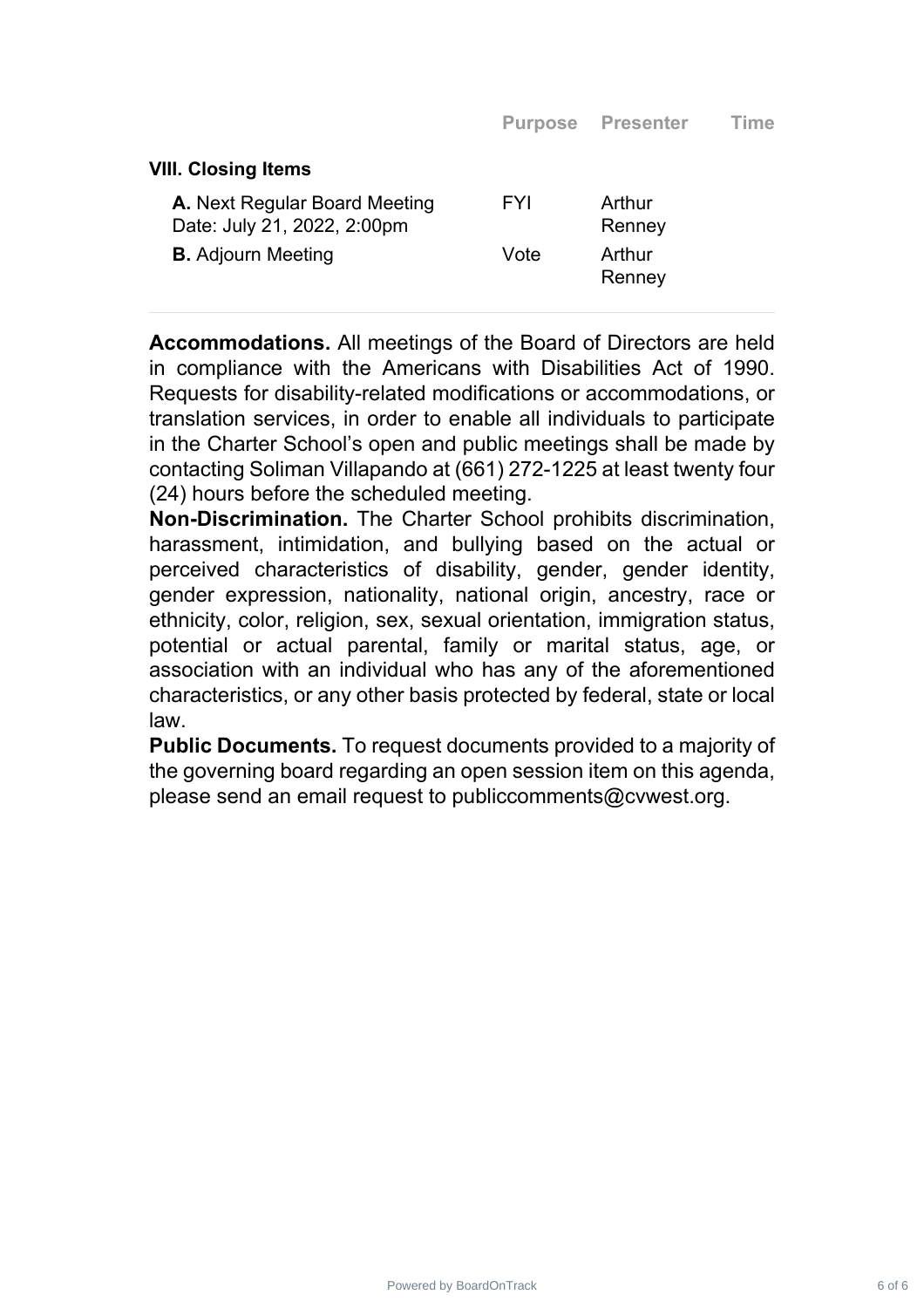| | Purpose | Presenter | Time |
|---|---|---|---|
| **VIII. Closing Items** | | | |
| **A.** Next Regular Board Meeting<br>Date: July 21, 2022, 2:00pm | FYI | Arthur Renney | |
| **B.** Adjourn Meeting | Vote | Arthur Renney | |

**Accommodations.** All meetings of the Board of Directors are held in compliance with the Americans with Disabilities Act of 1990. Requests for disability-related modifications or accommodations, or translation services, in order to enable all individuals to participate in the Charter School's open and public meetings shall be made by contacting Soliman Villapando at (661) 272-1225 at least twenty four (24) hours before the scheduled meeting.

**Non-Discrimination.** The Charter School prohibits discrimination, harassment, intimidation, and bullying based on the actual or perceived characteristics of disability, gender, gender identity, gender expression, nationality, national origin, ancestry, race or ethnicity, color, religion, sex, sexual orientation, immigration status, potential or actual parental, family or marital status, age, or association with an individual who has any of the aforementioned characteristics, or any other basis protected by federal, state or local law.

**Public Documents.** To request documents provided to a majority of the governing board regarding an open session item on this agenda, please send an email request to publiccomments@cvwest.org.